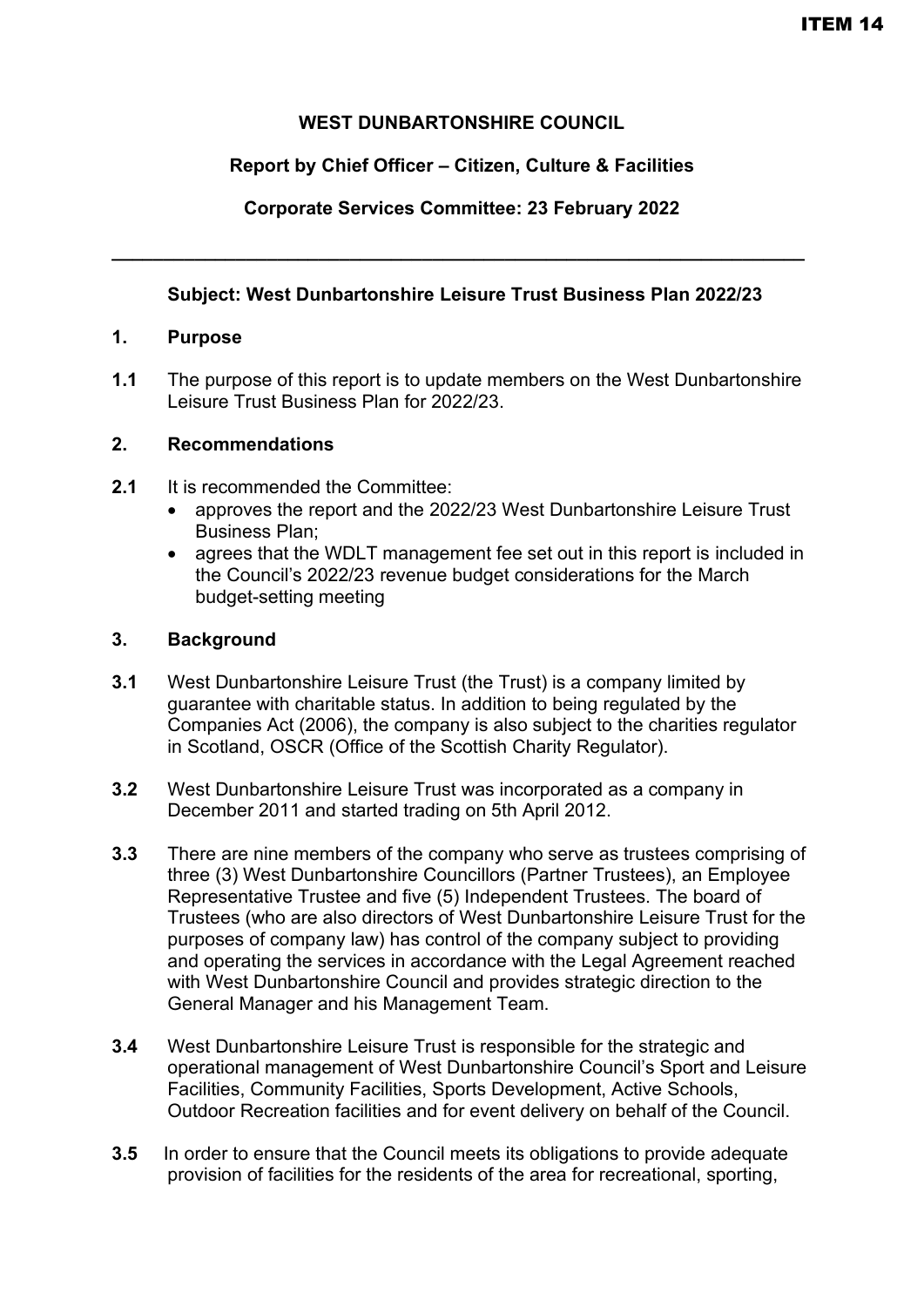ITEM 14

**WEST DUNBARTONSHIRE COUNCIL**

**Report by Chief Officer – Citizen, Culture & Facilities**

**Corporate Services Committee: 23 February 2022**

---

**Subject: West Dunbartonshire Leisure Trust Business Plan 2022/23**

## 1. Purpose

**1.1** The purpose of this report is to update members on the West Dunbartonshire Leisure Trust Business Plan for 2022/23.

## 2. Recommendations

**2.1** It is recommended the Committee:

- approves the report and the 2022/23 West Dunbartonshire Leisure Trust Business Plan;
- agrees that the WDLT management fee set out in this report is included in the Council's 2022/23 revenue budget considerations for the March budget-setting meeting

## 3. Background

**3.1** West Dunbartonshire Leisure Trust (the Trust) is a company limited by guarantee with charitable status. In addition to being regulated by the Companies Act (2006), the company is also subject to the charities regulator in Scotland, OSCR (Office of the Scottish Charity Regulator).

**3.2** West Dunbartonshire Leisure Trust was incorporated as a company in December 2011 and started trading on 5th April 2012.

**3.3** There are nine members of the company who serve as trustees comprising of three (3) West Dunbartonshire Councillors (Partner Trustees), an Employee Representative Trustee and five (5) Independent Trustees. The board of Trustees (who are also directors of West Dunbartonshire Leisure Trust for the purposes of company law) has control of the company subject to providing and operating the services in accordance with the Legal Agreement reached with West Dunbartonshire Council and provides strategic direction to the General Manager and his Management Team.

**3.4** West Dunbartonshire Leisure Trust is responsible for the strategic and operational management of West Dunbartonshire Council's Sport and Leisure Facilities, Community Facilities, Sports Development, Active Schools, Outdoor Recreation facilities and for event delivery on behalf of the Council.

**3.5** In order to ensure that the Council meets its obligations to provide adequate provision of facilities for the residents of the area for recreational, sporting,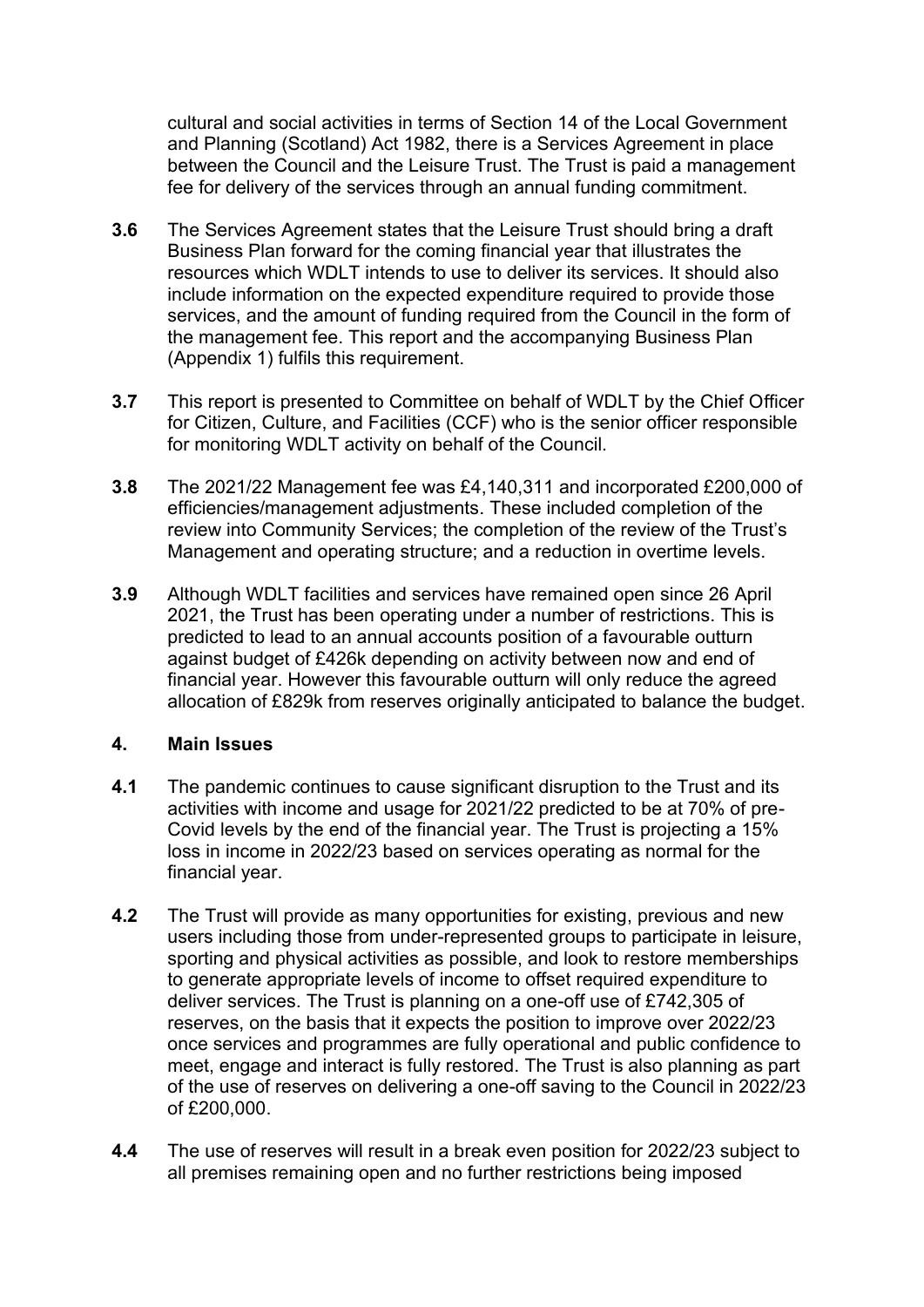cultural and social activities in terms of Section 14 of the Local Government and Planning (Scotland) Act 1982, there is a Services Agreement in place between the Council and the Leisure Trust. The Trust is paid a management fee for delivery of the services through an annual funding commitment.

**3.6** The Services Agreement states that the Leisure Trust should bring a draft Business Plan forward for the coming financial year that illustrates the resources which WDLT intends to use to deliver its services. It should also include information on the expected expenditure required to provide those services, and the amount of funding required from the Council in the form of the management fee. This report and the accompanying Business Plan (Appendix 1) fulfils this requirement.

**3.7** This report is presented to Committee on behalf of WDLT by the Chief Officer for Citizen, Culture, and Facilities (CCF) who is the senior officer responsible for monitoring WDLT activity on behalf of the Council.

**3.8** The 2021/22 Management fee was £4,140,311 and incorporated £200,000 of efficiencies/management adjustments. These included completion of the review into Community Services; the completion of the review of the Trust's Management and operating structure; and a reduction in overtime levels.

**3.9** Although WDLT facilities and services have remained open since 26 April 2021, the Trust has been operating under a number of restrictions. This is predicted to lead to an annual accounts position of a favourable outturn against budget of £426k depending on activity between now and end of financial year. However this favourable outturn will only reduce the agreed allocation of £829k from reserves originally anticipated to balance the budget.

## 4. Main Issues

**4.1** The pandemic continues to cause significant disruption to the Trust and its activities with income and usage for 2021/22 predicted to be at 70% of pre-Covid levels by the end of the financial year. The Trust is projecting a 15% loss in income in 2022/23 based on services operating as normal for the financial year.

**4.2** The Trust will provide as many opportunities for existing, previous and new users including those from under-represented groups to participate in leisure, sporting and physical activities as possible, and look to restore memberships to generate appropriate levels of income to offset required expenditure to deliver services. The Trust is planning on a one-off use of £742,305 of reserves, on the basis that it expects the position to improve over 2022/23 once services and programmes are fully operational and public confidence to meet, engage and interact is fully restored. The Trust is also planning as part of the use of reserves on delivering a one-off saving to the Council in 2022/23 of £200,000.

**4.4** The use of reserves will result in a break even position for 2022/23 subject to all premises remaining open and no further restrictions being imposed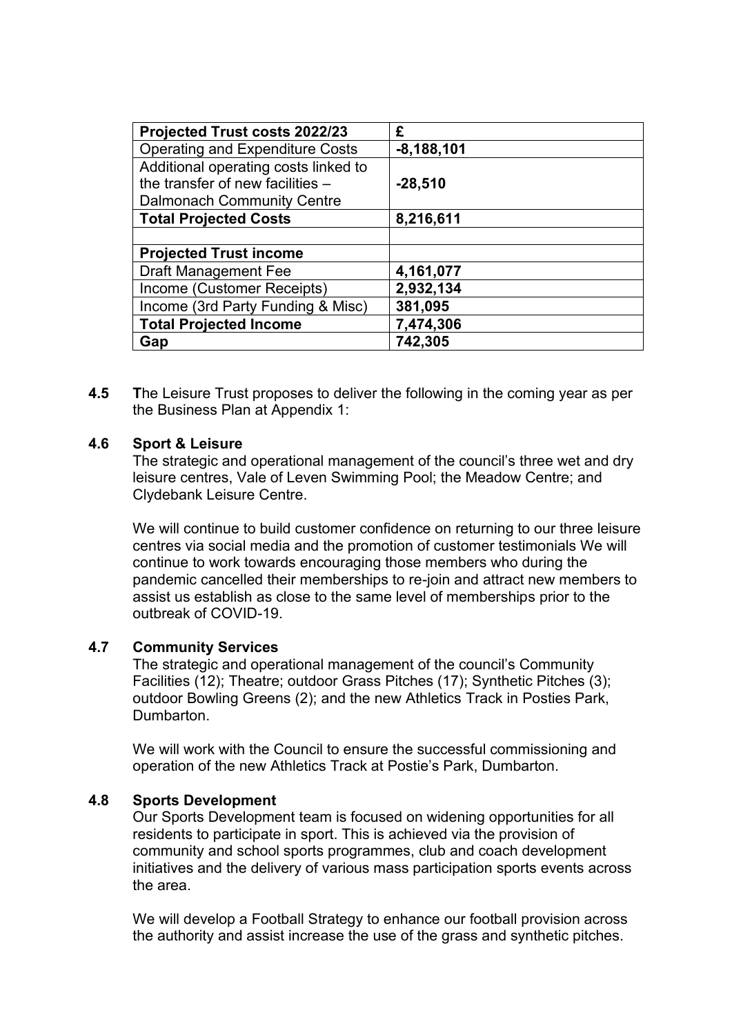| **Projected Trust costs 2022/23** | **£** |
| --- | --- |
| Operating and Expenditure Costs | **-8,188,101** |
| Additional operating costs linked to the transfer of new facilities – Dalmonach Community Centre | **-28,510** |
| **Total Projected Costs** | **8,216,611** |
| | |
| **Projected Trust income** | |
| Draft Management Fee | **4,161,077** |
| Income (Customer Receipts) | **2,932,134** |
| Income (3rd Party Funding & Misc) | **381,095** |
| **Total Projected Income** | **7,474,306** |
| **Gap** | **742,305** |

**4.5** **T**he Leisure Trust proposes to deliver the following in the coming year as per the Business Plan at Appendix 1:

**4.6 Sport & Leisure**

The strategic and operational management of the council's three wet and dry leisure centres, Vale of Leven Swimming Pool; the Meadow Centre; and Clydebank Leisure Centre.

We will continue to build customer confidence on returning to our three leisure centres via social media and the promotion of customer testimonials We will continue to work towards encouraging those members who during the pandemic cancelled their memberships to re-join and attract new members to assist us establish as close to the same level of memberships prior to the outbreak of COVID-19.

**4.7 Community Services**

The strategic and operational management of the council's Community Facilities (12); Theatre; outdoor Grass Pitches (17); Synthetic Pitches (3); outdoor Bowling Greens (2); and the new Athletics Track in Posties Park, Dumbarton.

We will work with the Council to ensure the successful commissioning and operation of the new Athletics Track at Postie's Park, Dumbarton.

**4.8 Sports Development**

Our Sports Development team is focused on widening opportunities for all residents to participate in sport. This is achieved via the provision of community and school sports programmes, club and coach development initiatives and the delivery of various mass participation sports events across the area.

We will develop a Football Strategy to enhance our football provision across the authority and assist increase the use of the grass and synthetic pitches.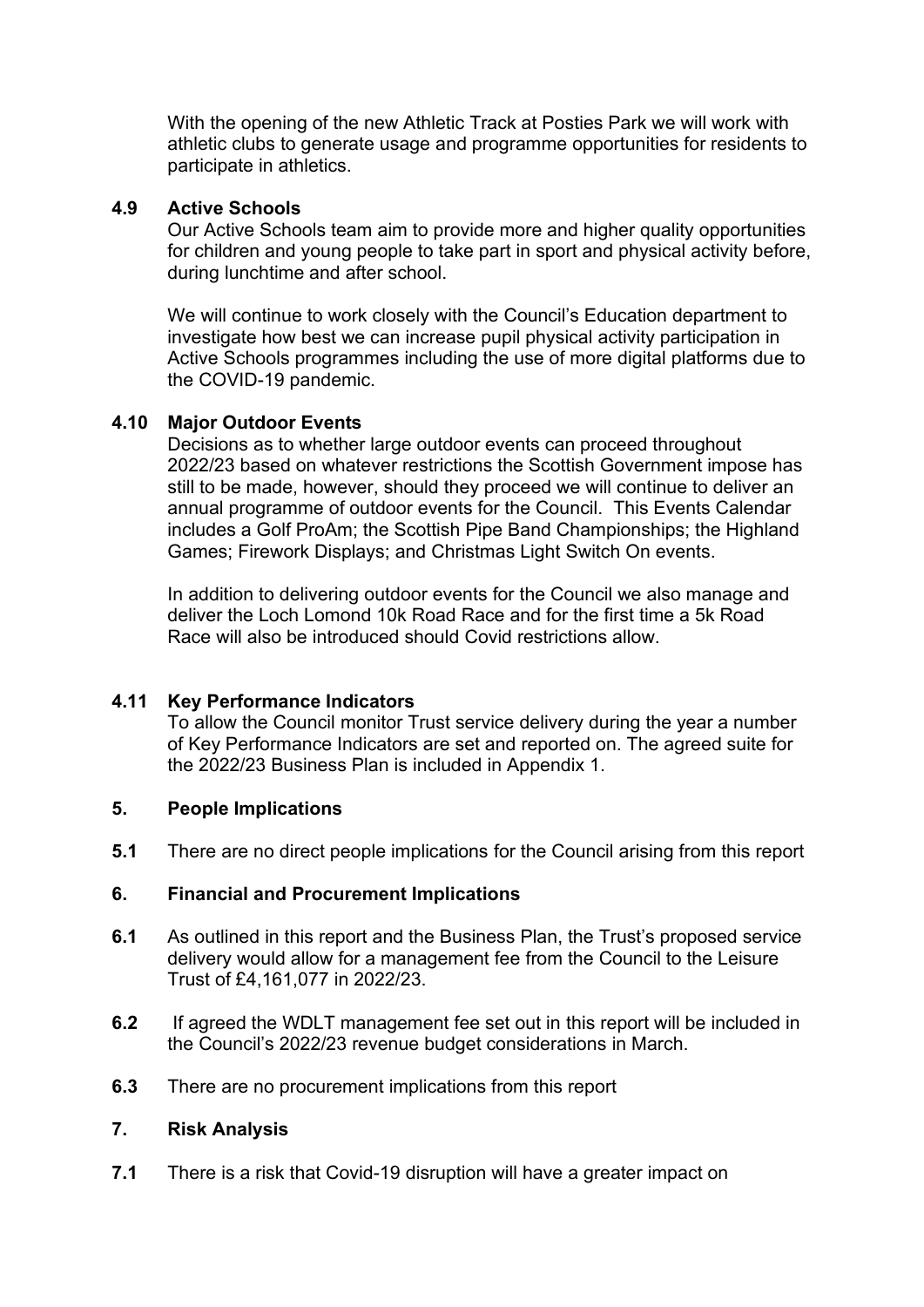With the opening of the new Athletic Track at Posties Park we will work with athletic clubs to generate usage and programme opportunities for residents to participate in athletics.

**4.9 Active Schools**

Our Active Schools team aim to provide more and higher quality opportunities for children and young people to take part in sport and physical activity before, during lunchtime and after school.

We will continue to work closely with the Council's Education department to investigate how best we can increase pupil physical activity participation in Active Schools programmes including the use of more digital platforms due to the COVID-19 pandemic.

**4.10 Major Outdoor Events**

Decisions as to whether large outdoor events can proceed throughout 2022/23 based on whatever restrictions the Scottish Government impose has still to be made, however, should they proceed we will continue to deliver an annual programme of outdoor events for the Council. This Events Calendar includes a Golf ProAm; the Scottish Pipe Band Championships; the Highland Games; Firework Displays; and Christmas Light Switch On events.

In addition to delivering outdoor events for the Council we also manage and deliver the Loch Lomond 10k Road Race and for the first time a 5k Road Race will also be introduced should Covid restrictions allow.

**4.11 Key Performance Indicators**

To allow the Council monitor Trust service delivery during the year a number of Key Performance Indicators are set and reported on. The agreed suite for the 2022/23 Business Plan is included in Appendix 1.

## 5. People Implications

**5.1** There are no direct people implications for the Council arising from this report

## 6. Financial and Procurement Implications

**6.1** As outlined in this report and the Business Plan, the Trust's proposed service delivery would allow for a management fee from the Council to the Leisure Trust of £4,161,077 in 2022/23.

**6.2** If agreed the WDLT management fee set out in this report will be included in the Council's 2022/23 revenue budget considerations in March.

**6.3** There are no procurement implications from this report

## 7. Risk Analysis

**7.1** There is a risk that Covid-19 disruption will have a greater impact on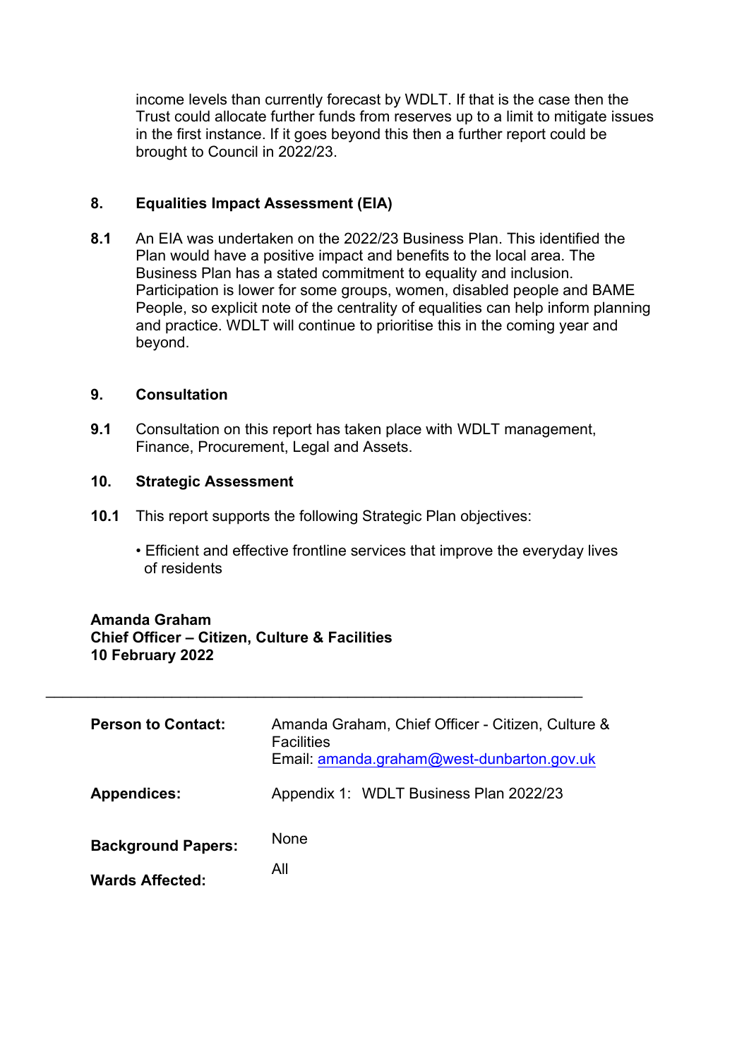income levels than currently forecast by WDLT. If that is the case then the Trust could allocate further funds from reserves up to a limit to mitigate issues in the first instance. If it goes beyond this then a further report could be brought to Council in 2022/23.

## 8. Equalities Impact Assessment (EIA)

**8.1** An EIA was undertaken on the 2022/23 Business Plan. This identified the Plan would have a positive impact and benefits to the local area. The Business Plan has a stated commitment to equality and inclusion. Participation is lower for some groups, women, disabled people and BAME People, so explicit note of the centrality of equalities can help inform planning and practice. WDLT will continue to prioritise this in the coming year and beyond.

## 9. Consultation

**9.1** Consultation on this report has taken place with WDLT management, Finance, Procurement, Legal and Assets.

## 10. Strategic Assessment

**10.1** This report supports the following Strategic Plan objectives:

- Efficient and effective frontline services that improve the everyday lives of residents

**Amanda Graham**
**Chief Officer – Citizen, Culture & Facilities**
**10 February 2022**

---

| | |
|---|---|
| **Person to Contact:** | Amanda Graham, Chief Officer - Citizen, Culture & Facilities<br>Email: amanda.graham@west-dunbarton.gov.uk |
| **Appendices:** | Appendix 1: WDLT Business Plan 2022/23 |
| **Background Papers:** | None |
| **Wards Affected:** | All |